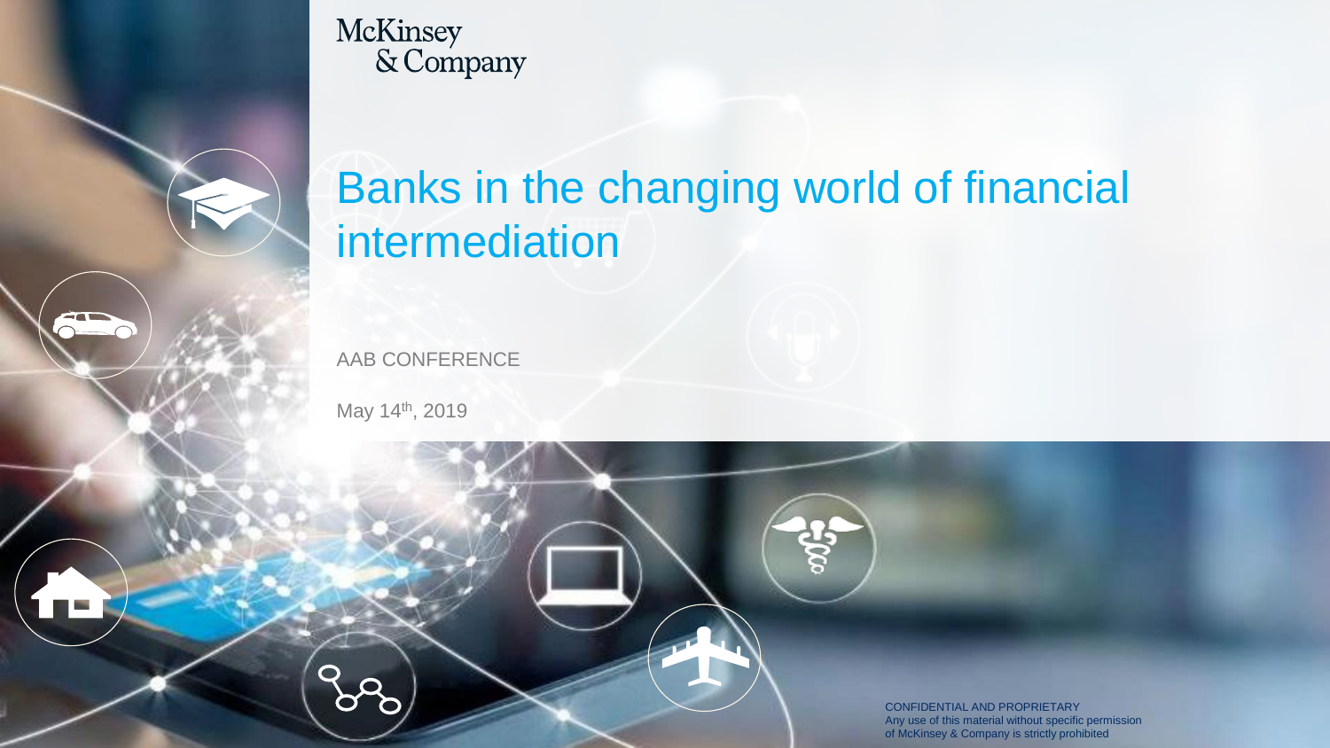McKinsey & Company

# Banks in the changing world of financial intermediation

AAB CONFERENCE

May 14th, 2019

CONFIDENTIAL AND PROPRIETARY
Any use of this material without specific permission of McKinsey & Company is strictly prohibited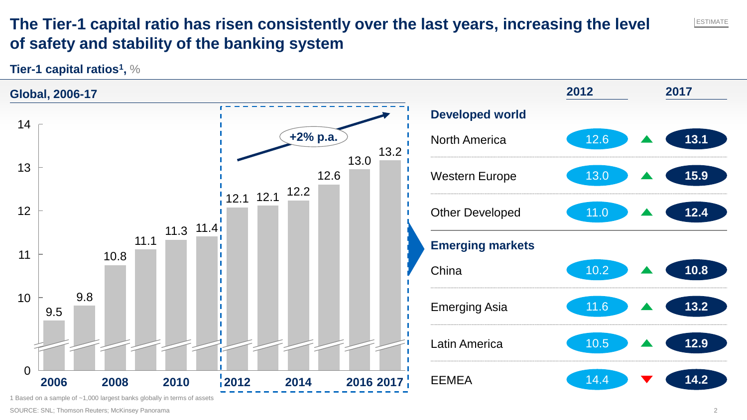# The Tier-1 capital ratio has risen consistently over the last years, increasing the level of safety and stability of the banking system

ESTIMATE

**Tier-1 capital ratios[1], %**

**Global, 2006-17**

| Year | Tier-1 capital ratio |
|---|---|
| 2006 | 9.5 |
| 2007 | 9.8 |
| 2008 | 10.8 |
| 2009 | 11.1 |
| 2010 | 11.3 |
| 2011 | 11.4 |
| 2012 | 12.1 |
| 2013 | 12.1 |
| 2014 | 12.2 |
| 2015 | 12.6 |
| 2016 | 13.0 |
| 2017 | 13.2 |

+2% p.a. (2012–2017)

| | 2012 | | 2017 |
|---|---|---|---|
| **Developed world** | | | |
| North America | 12.6 | ▲ | **13.1** |
| Western Europe | 13.0 | ▲ | **15.9** |
| Other Developed | 11.0 | ▲ | **12.4** |
| **Emerging markets** | | | |
| China | 10.2 | ▲ | **10.8** |
| Emerging Asia | 11.6 | ▲ | **13.2** |
| Latin America | 10.5 | ▲ | **12.9** |
| EEMEA | 14.4 | ▼ | **14.2** |

1 Based on a sample of ~1,000 largest banks globally in terms of assets

SOURCE: SNL; Thomson Reuters; McKinsey Panorama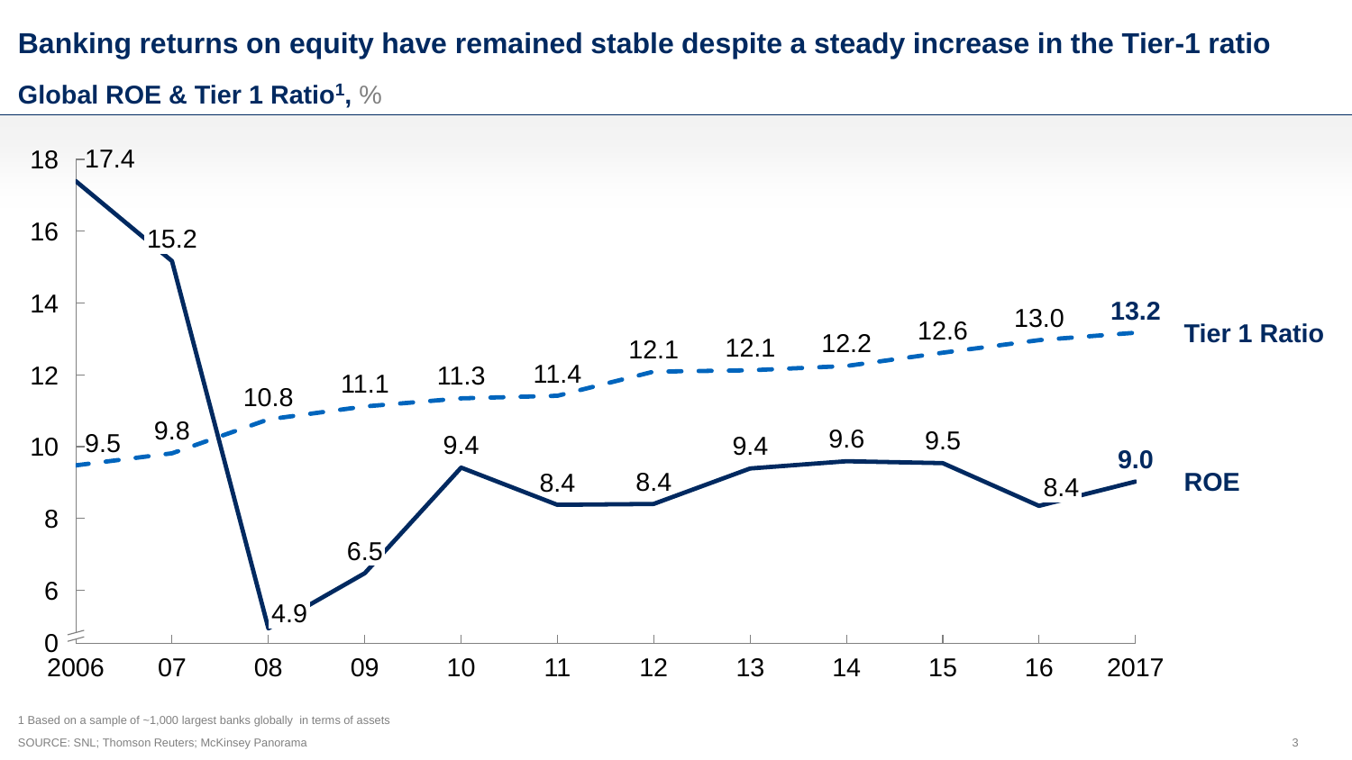# Banking returns on equity have remained stable despite a steady increase in the Tier-1 ratio

## Global ROE & Tier 1 Ratio[1], %

| Year | 2006 | 07 | 08 | 09 | 10 | 11 | 12 | 13 | 14 | 15 | 16 | 2017 |
|---|---|---|---|---|---|---|---|---|---|---|---|---|
| Tier 1 Ratio | 9.5 | 9.8 | 10.8 | 11.1 | 11.3 | 11.4 | 12.1 | 12.1 | 12.2 | 12.6 | 13.0 | **13.2** |
| ROE | 17.4 | 15.2 | 4.9 | 6.5 | 9.4 | 8.4 | 8.4 | 9.4 | 9.6 | 9.5 | 8.4 | **9.0** |

1 Based on a sample of ~1,000 largest banks globally in terms of assets

SOURCE: SNL; Thomson Reuters; McKinsey Panorama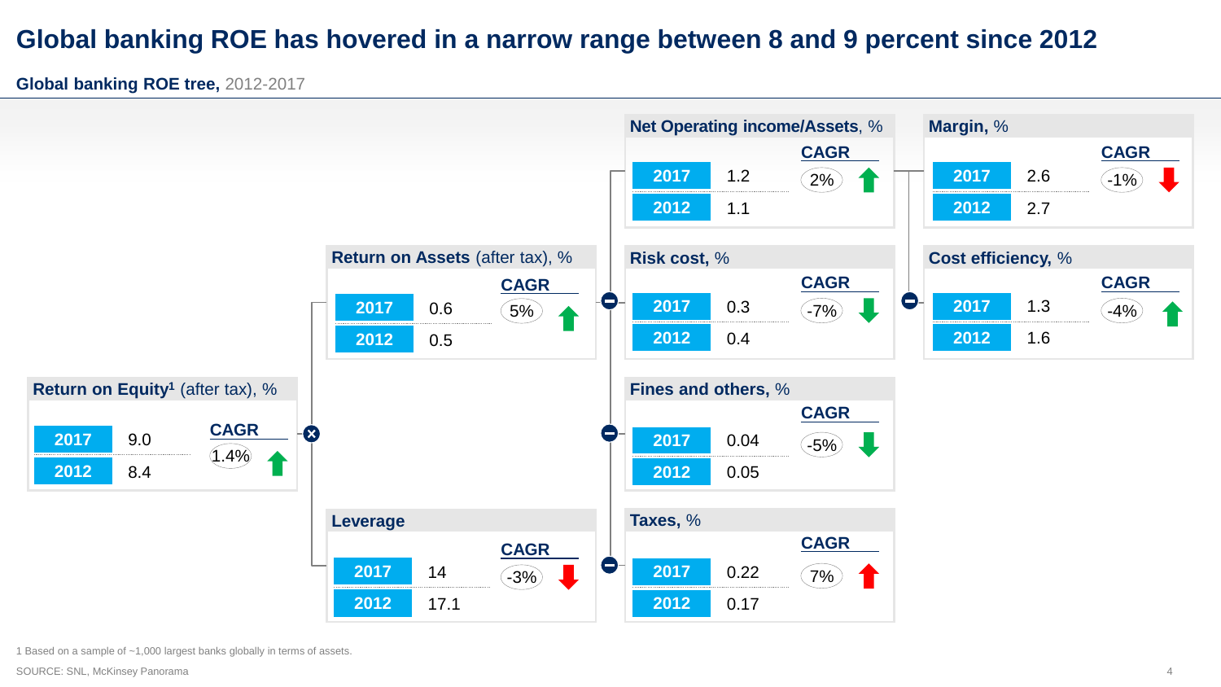# Global banking ROE has hovered in a narrow range between 8 and 9 percent since 2012

**Global banking ROE tree,** 2012-2017

| Metric | 2017 | 2012 | CAGR | Direction |
|---|---|---|---|---|
| **Return on Equity**[1] (after tax), % | 9.0 | 8.4 | 1.4% | ↑ (green) |
| **Return on Assets** (after tax), % | 0.6 | 0.5 | 5% | ↑ (green) |
| **Leverage** | 14 | 17.1 | -3% | ↓ (red) |
| **Net Operating income/Assets**, % | 1.2 | 1.1 | 2% | ↑ (green) |
| **Risk cost**, % | 0.3 | 0.4 | -7% | ↓ (green) |
| **Fines and others**, % | 0.04 | 0.05 | -5% | ↓ (green) |
| **Taxes**, % | 0.22 | 0.17 | 7% | ↑ (red) |
| **Margin**, % | 2.6 | 2.7 | -1% | ↓ (red) |
| **Cost efficiency**, % | 1.3 | 1.6 | -4% | ↑ (green) |

Tree structure: Return on Equity = Return on Assets × Leverage; Return on Assets = Net Operating income/Assets − Risk cost − Fines and others − Taxes; Net Operating income/Assets = Margin − Cost efficiency.

1 Based on a sample of ~1,000 largest banks globally in terms of assets.

SOURCE: SNL, McKinsey Panorama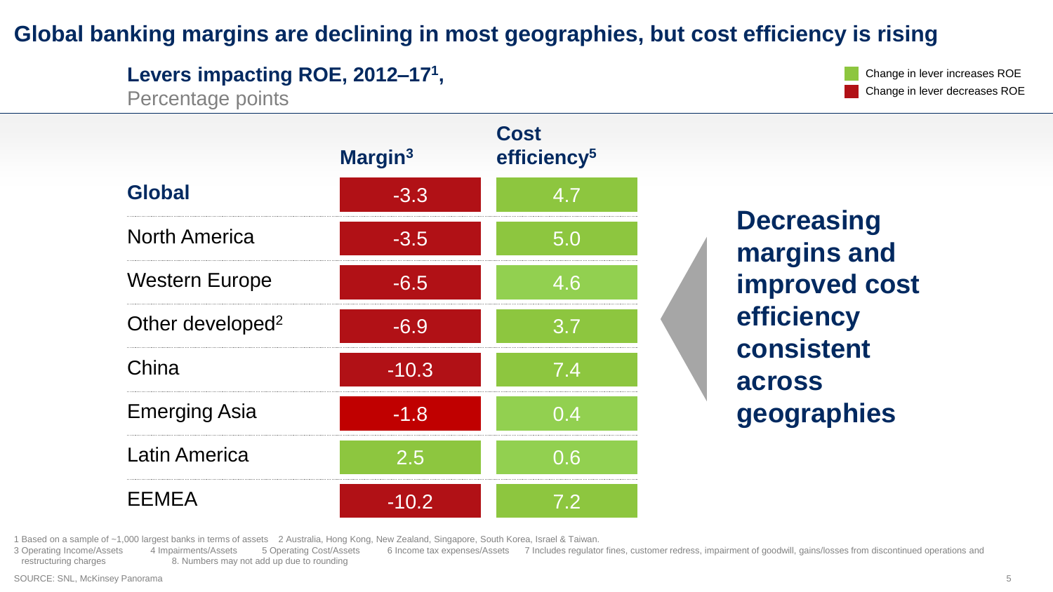# Global banking margins are declining in most geographies, but cost efficiency is rising

**Levers impacting ROE, 2012–17[1],**
Percentage points

- Change in lever increases ROE
- Change in lever decreases ROE

| | Margin[3] | Cost efficiency[5] |
|---|---|---|
| **Global** | -3.3 | 4.7 |
| North America | -3.5 | 5.0 |
| Western Europe | -6.5 | 4.6 |
| Other developed[2] | -6.9 | 3.7 |
| China | -10.3 | 7.4 |
| Emerging Asia | -1.8 | 0.4 |
| Latin America | 2.5 | 0.6 |
| EEMEA | -10.2 | 7.2 |

**Decreasing margins and improved cost efficiency consistent across geographies**

1 Based on a sample of ~1,000 largest banks in terms of assets 2 Australia, Hong Kong, New Zealand, Singapore, South Korea, Israel & Taiwan.
3 Operating Income/Assets 4 Impairments/Assets 5 Operating Cost/Assets 6 Income tax expenses/Assets 7 Includes regulator fines, customer redress, impairment of goodwill, gains/losses from discontinued operations and restructuring charges 8. Numbers may not add up due to rounding

SOURCE: SNL, McKinsey Panorama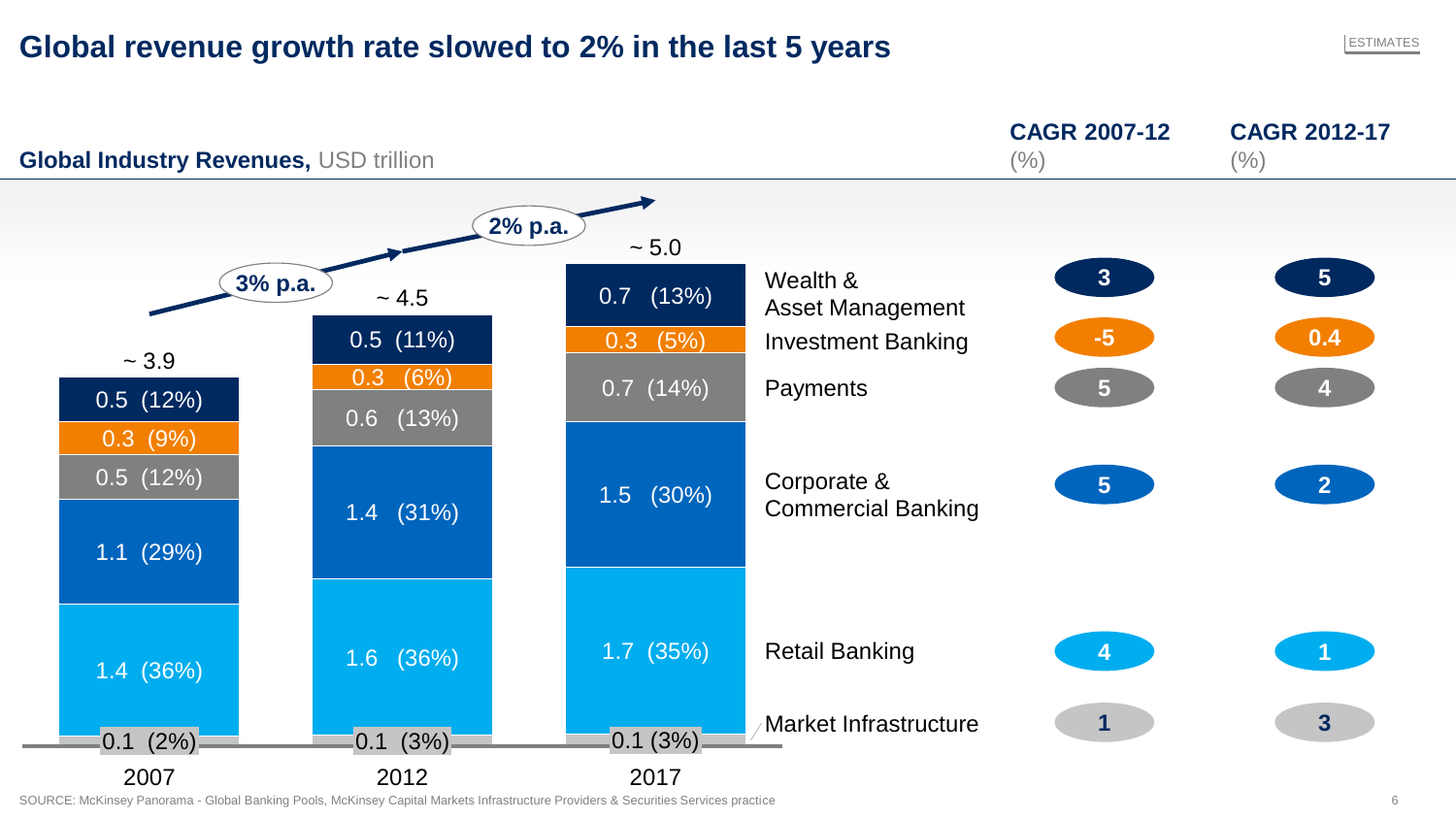# Global revenue growth rate slowed to 2% in the last 5 years

ESTIMATES

**Global Industry Revenues,** USD trillion

| Segment | 2007 | 2012 | 2017 | CAGR 2007-12 (%) | CAGR 2012-17 (%) |
|---|---|---|---|---|---|
| Wealth & Asset Management | 0.5 (12%) | 0.5 (11%) | 0.7 (13%) | 3 | 5 |
| Investment Banking | 0.3 (9%) | 0.3 (6%) | 0.3 (5%) | -5 | 0.4 |
| Payments | 0.5 (12%) | 0.6 (13%) | 0.7 (14%) | 5 | 4 |
| Corporate & Commercial Banking | 1.1 (29%) | 1.4 (31%) | 1.5 (30%) | 5 | 2 |
| Retail Banking | 1.4 (36%) | 1.6 (36%) | 1.7 (35%) | 4 | 1 |
| Market Infrastructure | 0.1 (2%) | 0.1 (3%) | 0.1 (3%) | 1 | 3 |
| **Total** | ~ 3.9 | ~ 4.5 | ~ 5.0 | | |

Growth: 2007–2012: 3% p.a.; 2012–2017: 2% p.a.

SOURCE: McKinsey Panorama - Global Banking Pools, McKinsey Capital Markets Infrastructure Providers & Securities Services practice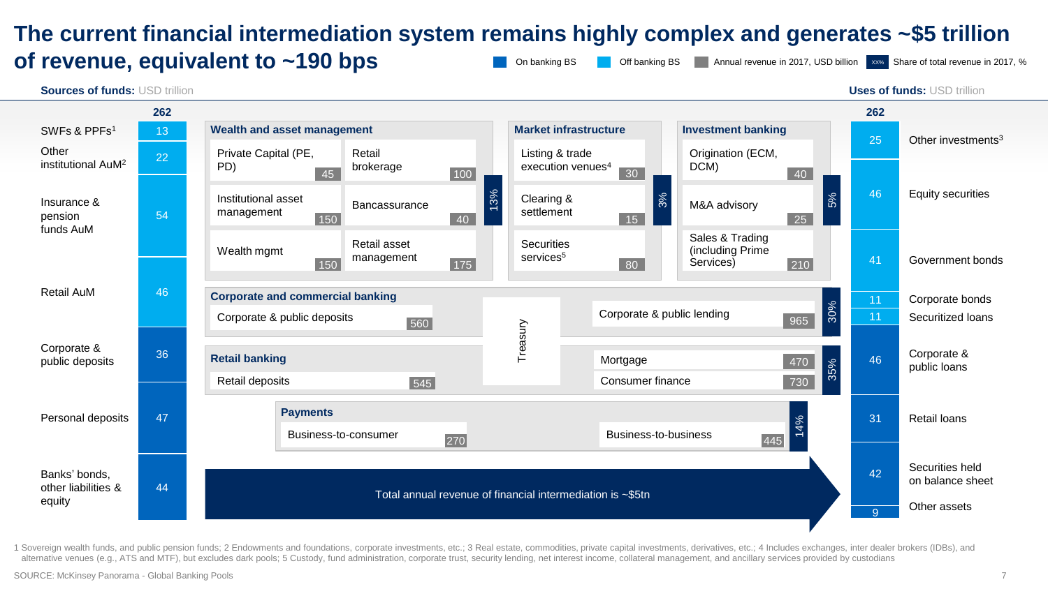# The current financial intermediation system remains highly complex and generates ~$5 trillion of revenue, equivalent to ~190 bps

Legend: On banking BS | Off banking BS | Annual revenue in 2017, USD billion | Share of total revenue in 2017, %

**Sources of funds:** USD trillion — Total: 262

| Source | USD trillion |
|---|---|
| SWFs & PPFs[1] | 13 |
| Other institutional AuM[2] | 22 |
| Insurance & pension funds AuM | 54 |
| Retail AuM | 46 |
| Corporate & public deposits | 36 |
| Personal deposits | 47 |
| Banks' bonds, other liabilities & equity | 44 |

**Wealth and asset management** (13%)

| Business | Revenue (USD billion) |
|---|---|
| Private Capital (PE, PD) | 45 |
| Retail brokerage | 100 |
| Institutional asset management | 150 |
| Bancassurance | 40 |
| Wealth mgmt | 150 |
| Retail asset management | 175 |

**Market infrastructure** (3%)

| Business | Revenue (USD billion) |
|---|---|
| Listing & trade execution venues[4] | 30 |
| Clearing & settlement | 15 |
| Securities services[5] | 80 |

**Investment banking** (5%)

| Business | Revenue (USD billion) |
|---|---|
| Origination (ECM, DCM) | 40 |
| M&A advisory | 25 |
| Sales & Trading (including Prime Services) | 210 |

**Corporate and commercial banking** (30%)

| Business | Revenue (USD billion) |
|---|---|
| Corporate & public deposits | 560 |
| Corporate & public lending | 965 |

Treasury

**Retail banking** (35%)

| Business | Revenue (USD billion) |
|---|---|
| Retail deposits | 545 |
| Mortgage | 470 |
| Consumer finance | 730 |

**Payments** (14%)

| Business | Revenue (USD billion) |
|---|---|
| Business-to-consumer | 270 |
| Business-to-business | 445 |

Total annual revenue of financial intermediation is ~$5tn

**Uses of funds:** USD trillion — Total: 262

| Use | USD trillion |
|---|---|
| Other investments[3] | 25 |
| Equity securities | 46 |
| Government bonds | 41 |
| Corporate bonds | 11 |
| Securitized loans | 11 |
| Corporate & public loans | 46 |
| Retail loans | 31 |
| Securities held on balance sheet | 42 |
| Other assets | 9 |

1 Sovereign wealth funds, and public pension funds; 2 Endowments and foundations, corporate investments, etc.; 3 Real estate, commodities, private capital investments, derivatives, etc.; 4 Includes exchanges, inter dealer brokers (IDBs), and alternative venues (e.g., ATS and MTF), but excludes dark pools; 5 Custody, fund administration, corporate trust, security lending, net interest income, collateral management, and ancillary services provided by custodians

SOURCE: McKinsey Panorama - Global Banking Pools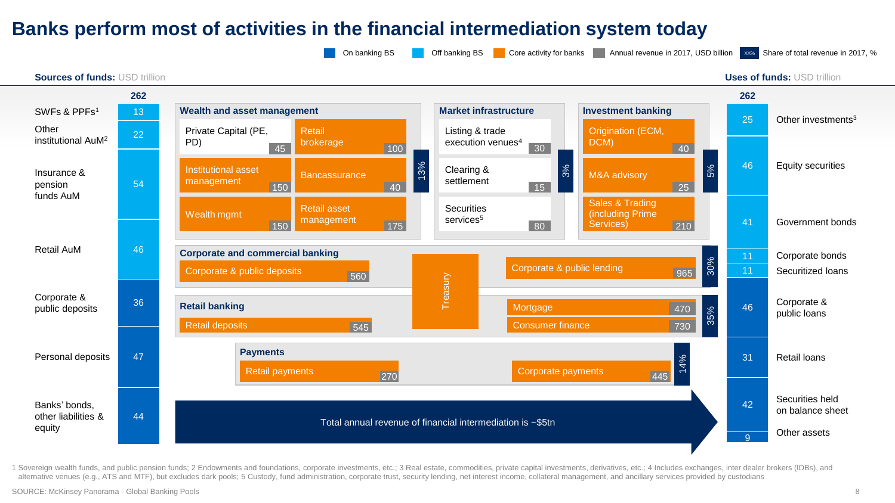# Banks perform most of activities in the financial intermediation system today

Legend: On banking BS | Off banking BS | Core activity for banks | Annual revenue in 2017, USD billion | XX% Share of total revenue in 2017, %

**Sources of funds:** USD trillion

| Source | USD trillion |
|---|---|
| **Total** | **262** |
| SWFs & PPFs[1] | 13 |
| Other institutional AuM[2] | 22 |
| Insurance & pension funds AuM | 54 |
| Retail AuM | 46 |
| Corporate & public deposits | 36 |
| Personal deposits | 47 |
| Banks' bonds, other liabilities & equity | 44 |

**Wealth and asset management** (13%)

| Activity | Annual revenue 2017, USD billion |
|---|---|
| Private Capital (PE, PD) | 45 |
| Retail brokerage | 100 |
| Institutional asset management | 150 |
| Bancassurance | 40 |
| Wealth mgmt | 150 |
| Retail asset management | 175 |

**Market infrastructure** (3%)

| Activity | Annual revenue 2017, USD billion |
|---|---|
| Listing & trade execution venues[4] | 30 |
| Clearing & settlement | 15 |
| Securities services[5] | 80 |

**Investment banking** (5%)

| Activity | Annual revenue 2017, USD billion |
|---|---|
| Origination (ECM, DCM) | 40 |
| M&A advisory | 25 |
| Sales & Trading (including Prime Services) | 210 |

**Corporate and commercial banking** (30%)

| Activity | Annual revenue 2017, USD billion |
|---|---|
| Corporate & public deposits | 560 |
| Corporate & public lending | 965 |

**Retail banking** (35%)

| Activity | Annual revenue 2017, USD billion |
|---|---|
| Retail deposits | 545 |
| Mortgage | 470 |
| Consumer finance | 730 |

Treasury

**Payments** (14%)

| Activity | Annual revenue 2017, USD billion |
|---|---|
| Retail payments | 270 |
| Corporate payments | 445 |

Total annual revenue of financial intermediation is ~$5tn

**Uses of funds:** USD trillion

| Use | USD trillion |
|---|---|
| **Total** | **262** |
| Other investments[3] | 25 |
| Equity securities | 46 |
| Government bonds | 41 |
| Corporate bonds | 11 |
| Securitized loans | 11 |
| Corporate & public loans | 46 |
| Retail loans | 31 |
| Securities held on balance sheet | 42 |
| Other assets | 9 |

1 Sovereign wealth funds, and public pension funds; 2 Endowments and foundations, corporate investments, etc.; 3 Real estate, commodities, private capital investments, derivatives, etc.; 4 Includes exchanges, inter dealer brokers (IDBs), and alternative venues (e.g., ATS and MTF), but excludes dark pools; 5 Custody, fund administration, corporate trust, security lending, net interest income, collateral management, and ancillary services provided by custodians

SOURCE: McKinsey Panorama - Global Banking Pools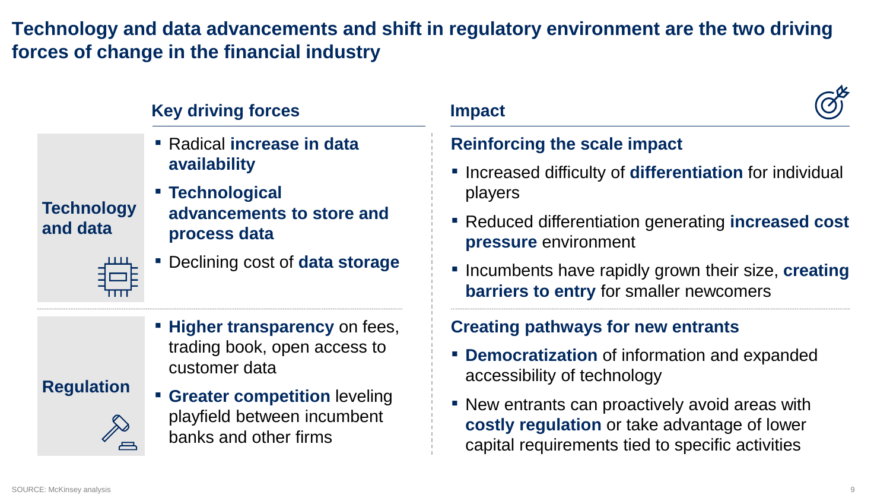# Technology and data advancements and shift in regulatory environment are the two driving forces of change in the financial industry

| | Key driving forces | Impact |
|---|---|---|
| **Technology and data** | ▪ Radical **increase in data availability**<br>▪ **Technological advancements to store and process data**<br>▪ Declining cost of **data storage** | **Reinforcing the scale impact**<br>▪ Increased difficulty of **differentiation** for individual players<br>▪ Reduced differentiation generating **increased cost pressure** environment<br>▪ Incumbents have rapidly grown their size, **creating barriers to entry** for smaller newcomers |
| **Regulation** | ▪ **Higher transparency** on fees, trading book, open access to customer data<br>▪ **Greater competition** leveling playfield between incumbent banks and other firms | **Creating pathways for new entrants**<br>▪ **Democratization** of information and expanded accessibility of technology<br>▪ New entrants can proactively avoid areas with **costly regulation** or take advantage of lower capital requirements tied to specific activities |

SOURCE: McKinsey analysis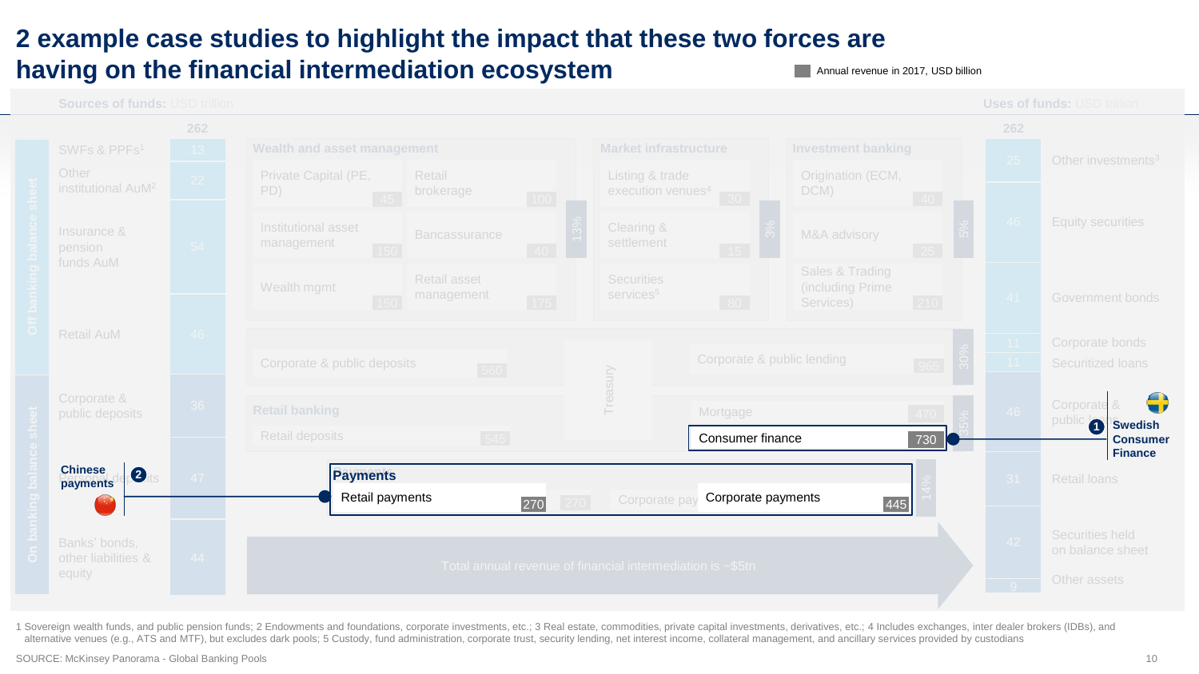# 2 example case studies to highlight the impact that these two forces are having on the financial intermediation ecosystem

Annual revenue in 2017, USD billion

**Sources of funds:** USD trillion — 262

| Category | Item | USD trillion |
|---|---|---|
| Off banking balance sheet | SWFs & PPFs[1] | 13 |
| | Other institutional AuM[2] | 22 |
| | Insurance & pension funds AuM | 54 |
| | Retail AuM | 46 |
| On banking balance sheet | Corporate & public deposits | 36 |
| | Personal deposits | 47 |
| | Banks' bonds, other liabilities & equity | 44 |

**Wealth and asset management** (13%)

| Item | Revenue |
|---|---|
| Private Capital (PE, PD) | 45 |
| Retail brokerage | 100 |
| Institutional asset management | 150 |
| Bancassurance | 40 |
| Wealth mgmt | 150 |
| Retail asset management | 175 |

**Market infrastructure** (3%)

| Item | Revenue |
|---|---|
| Listing & trade execution venues[4] | 30 |
| Clearing & settlement | 15 |
| Securities services[5] | 80 |

**Investment banking** (5%)

| Item | Revenue |
|---|---|
| Origination (ECM, DCM) | 40 |
| M&A advisory | 25 |
| Sales & Trading (including Prime Services) | 210 |

**Corporate & public deposits / lending** (30%)

| Item | Revenue |
|---|---|
| Corporate & public deposits | 560 |
| Corporate & public lending | 965 |

Treasury

**Retail banking** (35%)

| Item | Revenue |
|---|---|
| Retail deposits | 545 |
| Mortgage | 470 |
| Consumer finance | 730 |

**Payments** (14%)

| Item | Revenue |
|---|---|
| Retail payments | 270 |
| Corporate payments | 445 |

Total annual revenue of financial intermediation is ~$5tn

**Uses of funds:** USD trillion — 262

| Item | USD trillion |
|---|---|
| Other investments[3] | 25 |
| Equity securities | 46 |
| Government bonds | 41 |
| Corporate bonds | 11 |
| Securitized loans | 11 |
| Corporate & public loans | 46 |
| Retail loans | 31 |
| Securities held on balance sheet | 42 |
| Other assets | 9 |

1 **Swedish Consumer Finance** (linked to Consumer finance)

2 **Chinese payments** (linked to Retail payments)

1 Sovereign wealth funds, and public pension funds; 2 Endowments and foundations, corporate investments, etc.; 3 Real estate, commodities, private capital investments, derivatives, etc.; 4 Includes exchanges, inter dealer brokers (IDBs), and alternative venues (e.g., ATS and MTF), but excludes dark pools; 5 Custody, fund administration, corporate trust, security lending, net interest income, collateral management, and ancillary services provided by custodians

SOURCE: McKinsey Panorama - Global Banking Pools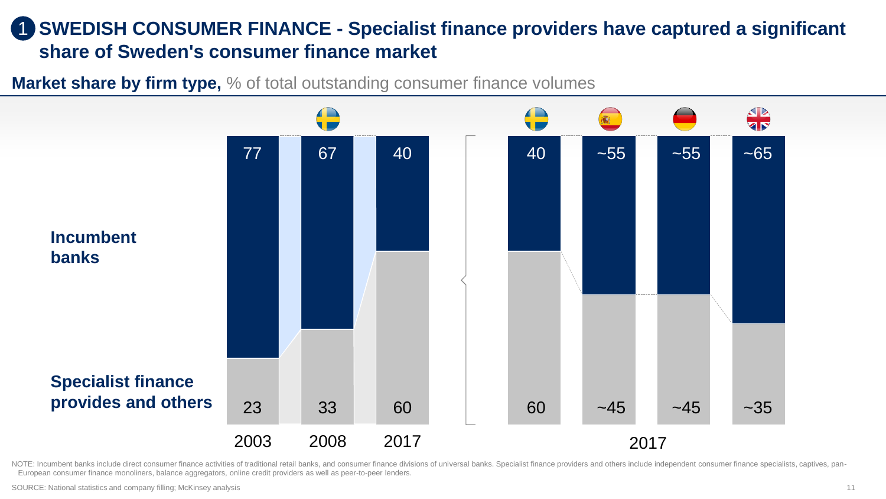# 1 SWEDISH CONSUMER FINANCE - Specialist finance providers have captured a significant share of Sweden's consumer finance market

**Market share by firm type,** % of total outstanding consumer finance volumes

| | Sweden 2003 | Sweden 2008 | Sweden 2017 | Sweden 2017 | Spain 2017 | Germany 2017 | UK 2017 |
|---|---|---|---|---|---|---|---|
| **Incumbent banks** | 77 | 67 | 40 | 40 | ~55 | ~55 | ~65 |
| **Specialist finance provides and others** | 23 | 33 | 60 | 60 | ~45 | ~45 | ~35 |

NOTE: Incumbent banks include direct consumer finance activities of traditional retail banks, and consumer finance divisions of universal banks. Specialist finance providers and others include independent consumer finance specialists, captives, pan-European consumer finance monoliners, balance aggregators, online credit providers as well as peer-to-peer lenders.

SOURCE: National statistics and company filling; McKinsey analysis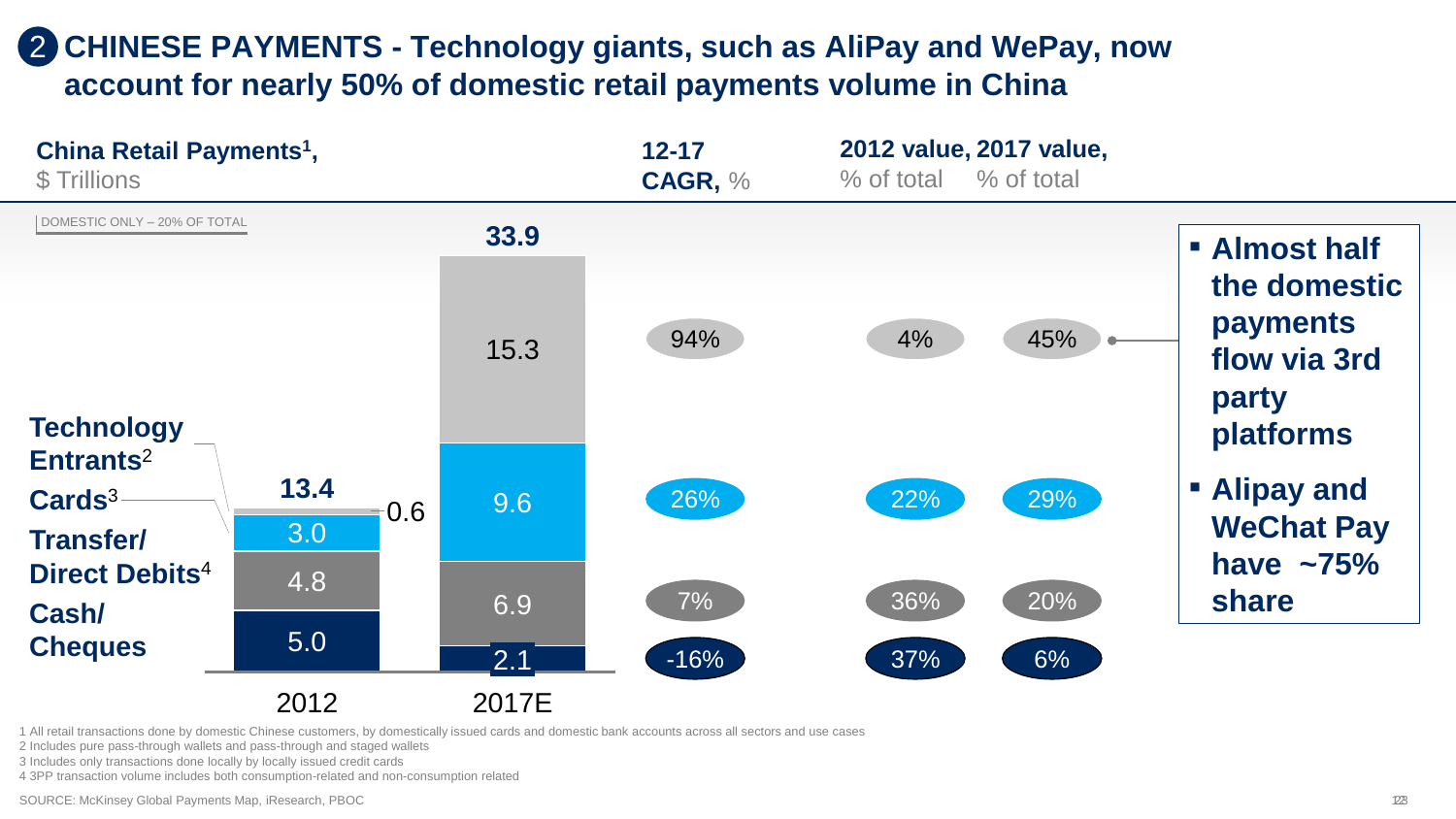## 2 CHINESE PAYMENTS - Technology giants, such as AliPay and WePay, now account for nearly 50% of domestic retail payments volume in China

**China Retail Payments[1],** $ Trillions

DOMESTIC ONLY – 20% OF TOTAL

| Category | 2012 | 2017E | 12-17 CAGR, % | 2012 value, % of total | 2017 value, % of total |
|---|---|---|---|---|---|
| Technology Entrants[2] | 0.6 | 15.3 | 94% | 4% | 45% |
| Cards[3] | 3.0 | 9.6 | 26% | 22% | 29% |
| Transfer/ Direct Debits[4] | 4.8 | 6.9 | 7% | 36% | 20% |
| Cash/ Cheques | 5.0 | 2.1 | -16% | 37% | 6% |
| **Total** | **13.4** | **33.9** | | | |

- **Almost half the domestic payments flow via 3rd party platforms**
- **Alipay and WeChat Pay have ~75% share**

1 All retail transactions done by domestic Chinese customers, by domestically issued cards and domestic bank accounts across all sectors and use cases
2 Includes pure pass-through wallets and pass-through and staged wallets
3 Includes only transactions done locally by locally issued credit cards
4 3PP transaction volume includes both consumption-related and non-consumption related

SOURCE: McKinsey Global Payments Map, iResearch, PBOC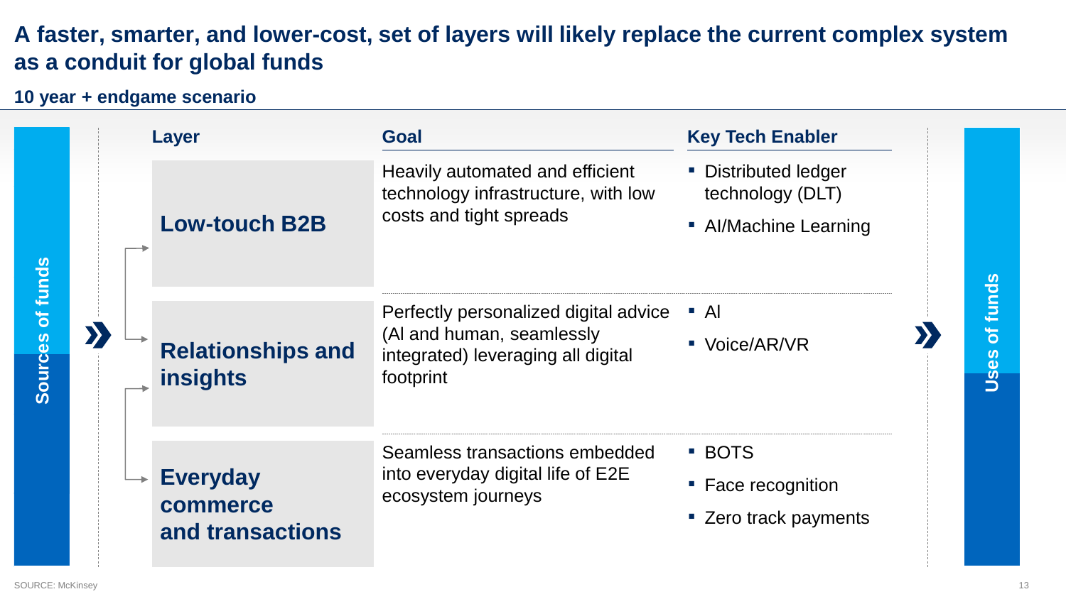# A faster, smarter, and lower-cost, set of layers will likely replace the current complex system as a conduit for global funds

**10 year + endgame scenario**

Sources of funds → Layers → Uses of funds

| Layer | Goal | Key Tech Enabler |
|---|---|---|
| **Low-touch B2B** | Heavily automated and efficient technology infrastructure, with low costs and tight spreads | ▪ Distributed ledger technology (DLT)<br>▪ AI/Machine Learning |
| **Relationships and insights** | Perfectly personalized digital advice (AI and human, seamlessly integrated) leveraging all digital footprint | ▪ AI<br>▪ Voice/AR/VR |
| **Everyday commerce and transactions** | Seamless transactions embedded into everyday digital life of E2E ecosystem journeys | ▪ BOTS<br>▪ Face recognition<br>▪ Zero track payments |

SOURCE: McKinsey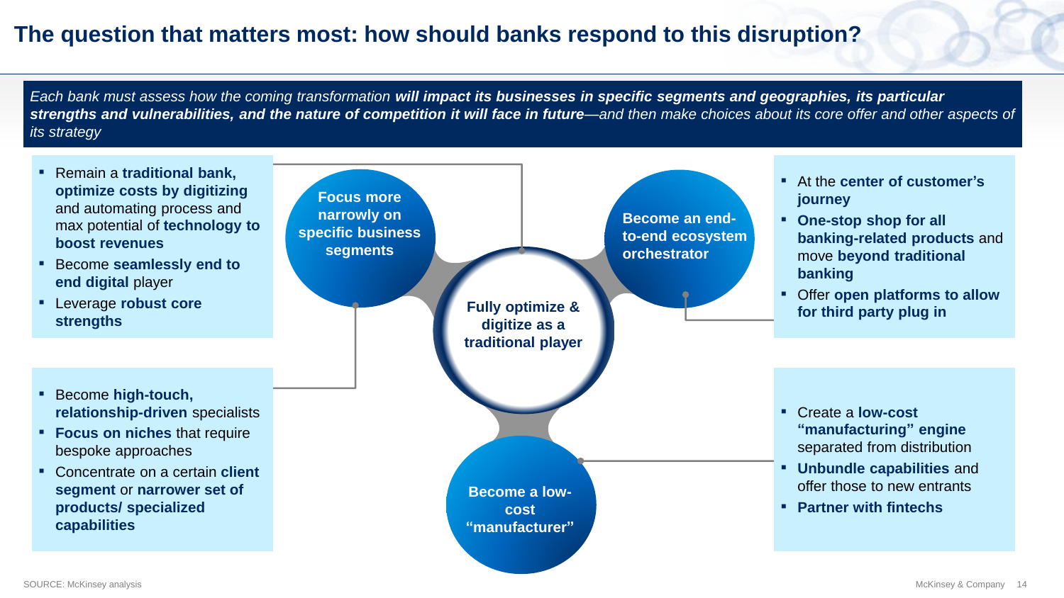# The question that matters most: how should banks respond to this disruption?

*Each bank must assess how the coming transformation* ***will impact its businesses in specific segments and geographies, its particular strengths and vulnerabilities, and the nature of competition it will face in future****—and then make choices about its core offer and other aspects of its strategy*

**Fully optimize & digitize as a traditional player**

- Remain a **traditional bank, optimize costs by digitizing** and automating process and max potential of **technology to boost revenues**
- Become **seamlessly end to end digital** player
- Leverage **robust core strengths**

**Focus more narrowly on specific business segments**

- Become **high-touch, relationship-driven** specialists
- **Focus on niches** that require bespoke approaches
- Concentrate on a certain **client segment** or **narrower set of products/ specialized capabilities**

**Become an end-to-end ecosystem orchestrator**

- At the **center of customer's journey**
- **One-stop shop for all banking-related products** and move **beyond traditional banking**
- Offer **open platforms to allow for third party plug in**

**Become a low-cost "manufacturer"**

- Create a **low-cost "manufacturing" engine** separated from distribution
- **Unbundle capabilities** and offer those to new entrants
- **Partner with fintechs**

SOURCE: McKinsey analysis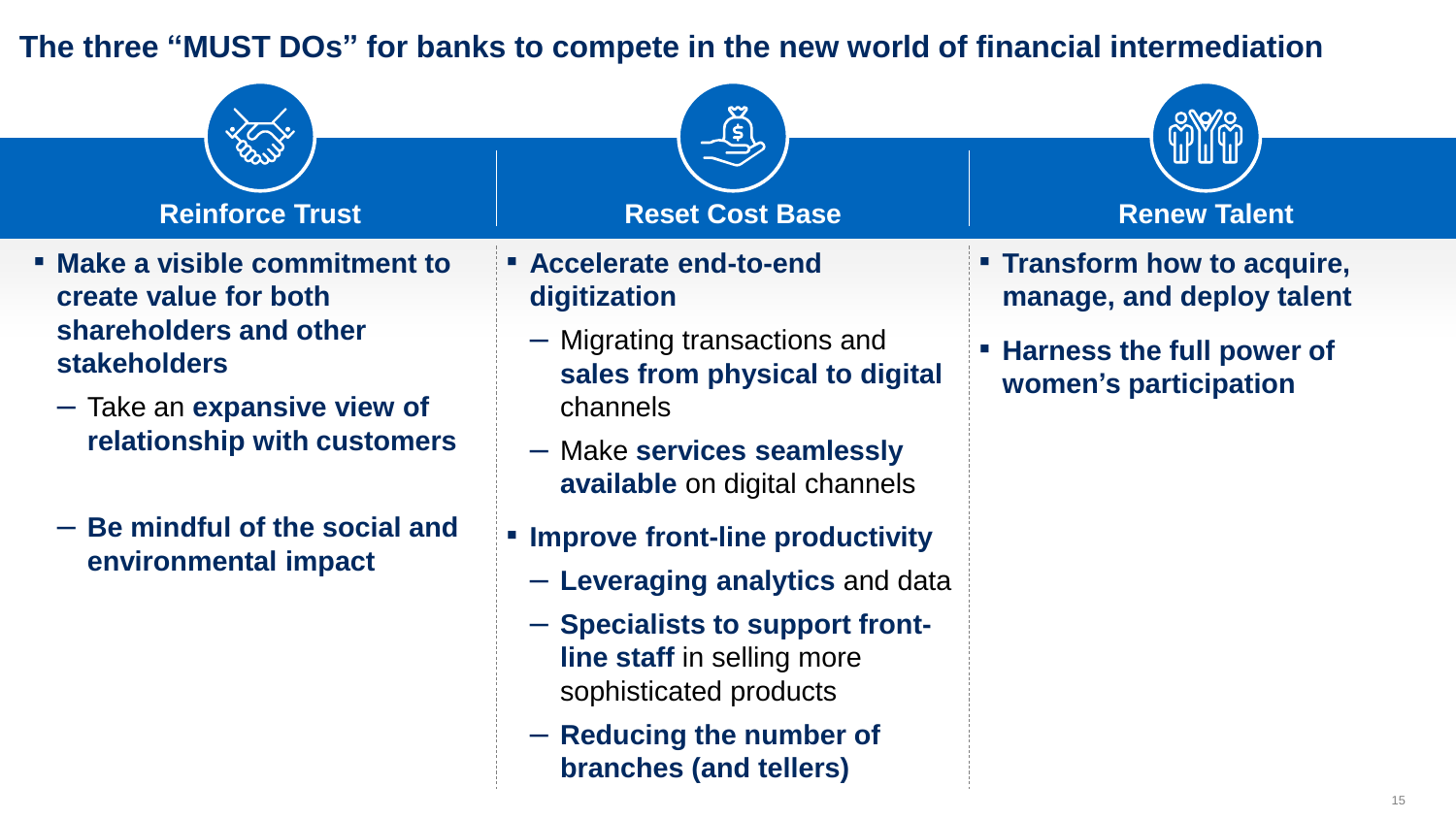# The three "MUST DOs" for banks to compete in the new world of financial intermediation

## Reinforce Trust

- **Make a visible commitment to create value for both shareholders and other stakeholders**
  - Take an **expansive view of relationship with customers**
  - **Be mindful of the social and environmental impact**

## Reset Cost Base

- **Accelerate end-to-end digitization**
  - Migrating transactions and **sales from physical to digital** channels
  - Make **services seamlessly available** on digital channels
- **Improve front-line productivity**
  - **Leveraging analytics** and data
  - **Specialists to support front-line staff** in selling more sophisticated products
  - **Reducing the number of branches (and tellers)**

## Renew Talent

- **Transform how to acquire, manage, and deploy talent**
- **Harness the full power of women's participation**